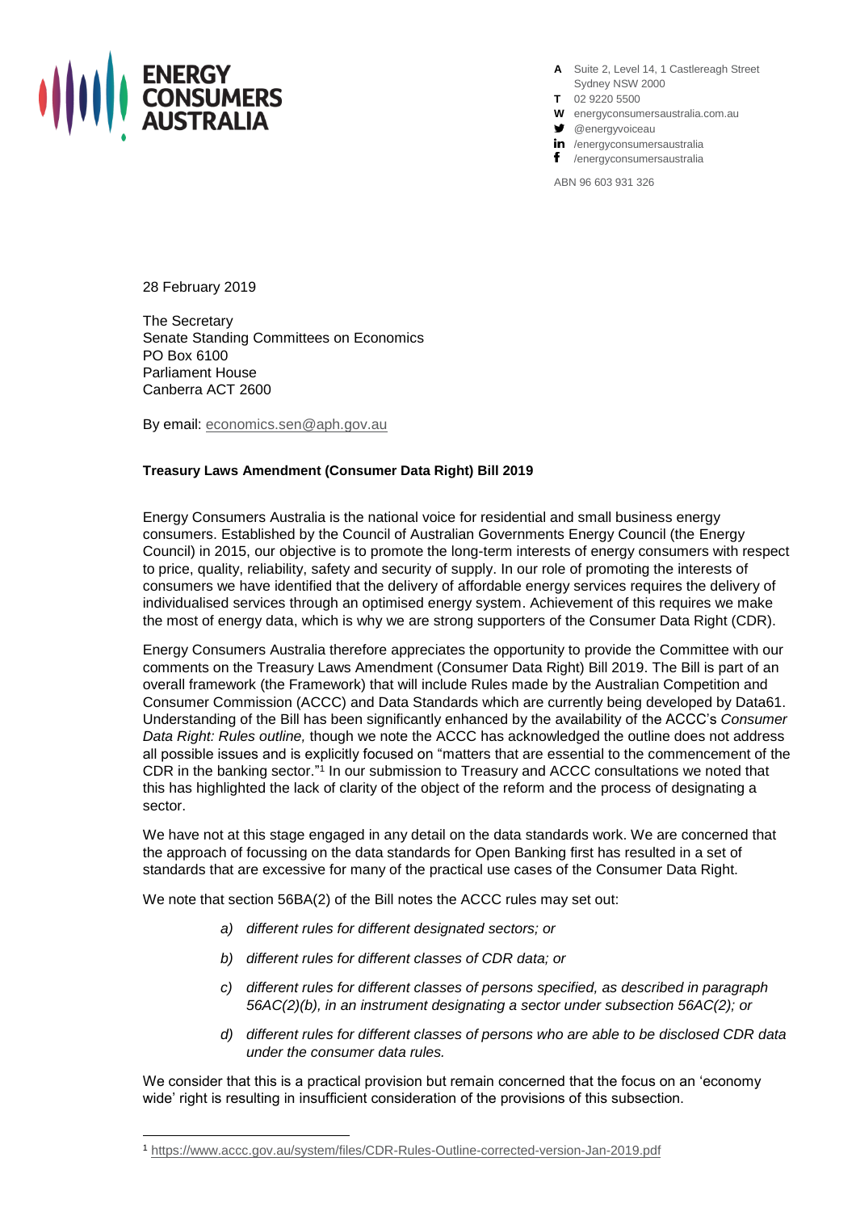ENERGY CONSUMERS AUSTRALIA

**A** Suite 2, Level 14, 1 Castlereagh Street Sydney NSW 2000
**T** 02 9220 5500
**W** energyconsumersaustralia.com.au
@energyvoiceau
/energyconsumersaustralia
/energyconsumersaustralia

ABN 96 603 931 326

28 February 2019

The Secretary
Senate Standing Committees on Economics
PO Box 6100
Parliament House
Canberra ACT 2600

By email: economics.sen@aph.gov.au

**Treasury Laws Amendment (Consumer Data Right) Bill 2019**

Energy Consumers Australia is the national voice for residential and small business energy consumers. Established by the Council of Australian Governments Energy Council (the Energy Council) in 2015, our objective is to promote the long-term interests of energy consumers with respect to price, quality, reliability, safety and security of supply. In our role of promoting the interests of consumers we have identified that the delivery of affordable energy services requires the delivery of individualised services through an optimised energy system. Achievement of this requires we make the most of energy data, which is why we are strong supporters of the Consumer Data Right (CDR).

Energy Consumers Australia therefore appreciates the opportunity to provide the Committee with our comments on the Treasury Laws Amendment (Consumer Data Right) Bill 2019. The Bill is part of an overall framework (the Framework) that will include Rules made by the Australian Competition and Consumer Commission (ACCC) and Data Standards which are currently being developed by Data61. Understanding of the Bill has been significantly enhanced by the availability of the ACCC's *Consumer Data Right: Rules outline,* though we note the ACCC has acknowledged the outline does not address all possible issues and is explicitly focused on "matters that are essential to the commencement of the CDR in the banking sector."[1] In our submission to Treasury and ACCC consultations we noted that this has highlighted the lack of clarity of the object of the reform and the process of designating a sector.

We have not at this stage engaged in any detail on the data standards work. We are concerned that the approach of focussing on the data standards for Open Banking first has resulted in a set of standards that are excessive for many of the practical use cases of the Consumer Data Right.

We note that section 56BA(2) of the Bill notes the ACCC rules may set out:

> a) *different rules for different designated sectors; or*
>
> b) *different rules for different classes of CDR data; or*
>
> c) *different rules for different classes of persons specified, as described in paragraph 56AC(2)(b), in an instrument designating a sector under subsection 56AC(2); or*
>
> d) *different rules for different classes of persons who are able to be disclosed CDR data under the consumer data rules.*

We consider that this is a practical provision but remain concerned that the focus on an 'economy wide' right is resulting in insufficient consideration of the provisions of this subsection.

[1] https://www.accc.gov.au/system/files/CDR-Rules-Outline-corrected-version-Jan-2019.pdf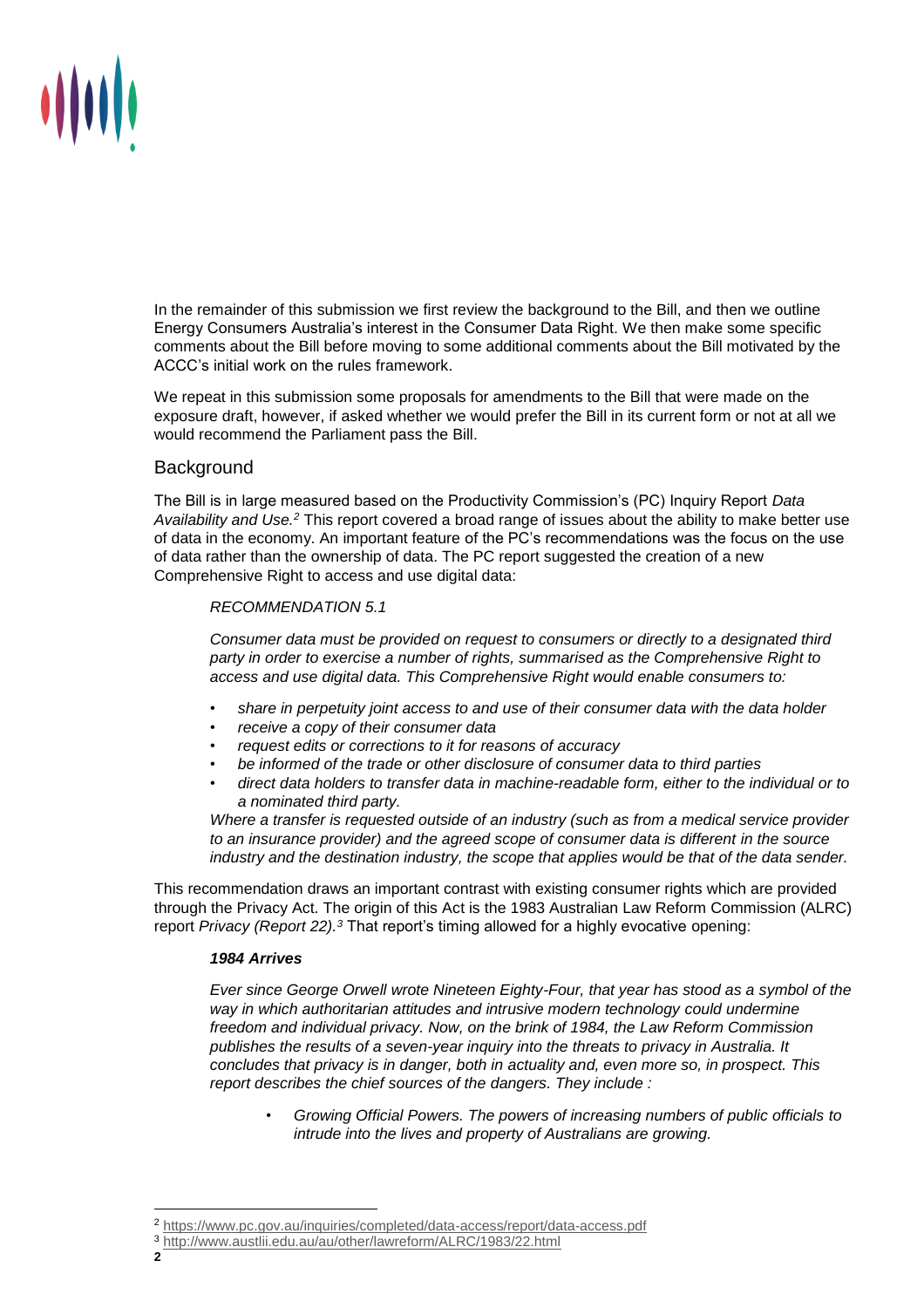In the remainder of this submission we first review the background to the Bill, and then we outline Energy Consumers Australia's interest in the Consumer Data Right. We then make some specific comments about the Bill before moving to some additional comments about the Bill motivated by the ACCC's initial work on the rules framework.

We repeat in this submission some proposals for amendments to the Bill that were made on the exposure draft, however, if asked whether we would prefer the Bill in its current form or not at all we would recommend the Parliament pass the Bill.

## Background

The Bill is in large measured based on the Productivity Commission's (PC) Inquiry Report *Data Availability and Use.*[2] This report covered a broad range of issues about the ability to make better use of data in the economy. An important feature of the PC's recommendations was the focus on the use of data rather than the ownership of data. The PC report suggested the creation of a new Comprehensive Right to access and use digital data:

> *RECOMMENDATION 5.1*
>
> *Consumer data must be provided on request to consumers or directly to a designated third party in order to exercise a number of rights, summarised as the Comprehensive Right to access and use digital data. This Comprehensive Right would enable consumers to:*
>
> - *share in perpetuity joint access to and use of their consumer data with the data holder*
> - *receive a copy of their consumer data*
> - *request edits or corrections to it for reasons of accuracy*
> - *be informed of the trade or other disclosure of consumer data to third parties*
> - *direct data holders to transfer data in machine-readable form, either to the individual or to a nominated third party.*
>
> *Where a transfer is requested outside of an industry (such as from a medical service provider to an insurance provider) and the agreed scope of consumer data is different in the source industry and the destination industry, the scope that applies would be that of the data sender.*

This recommendation draws an important contrast with existing consumer rights which are provided through the Privacy Act. The origin of this Act is the 1983 Australian Law Reform Commission (ALRC) report *Privacy (Report 22).*[3] That report's timing allowed for a highly evocative opening:

> ***1984 Arrives***
>
> *Ever since George Orwell wrote Nineteen Eighty-Four, that year has stood as a symbol of the way in which authoritarian attitudes and intrusive modern technology could undermine freedom and individual privacy. Now, on the brink of 1984, the Law Reform Commission publishes the results of a seven-year inquiry into the threats to privacy in Australia. It concludes that privacy is in danger, both in actuality and, even more so, in prospect. This report describes the chief sources of the dangers. They include :*
>
> - *Growing Official Powers. The powers of increasing numbers of public officials to intrude into the lives and property of Australians are growing.*

---

[2] https://www.pc.gov.au/inquiries/completed/data-access/report/data-access.pdf

[3] http://www.austlii.edu.au/au/other/lawreform/ALRC/1983/22.html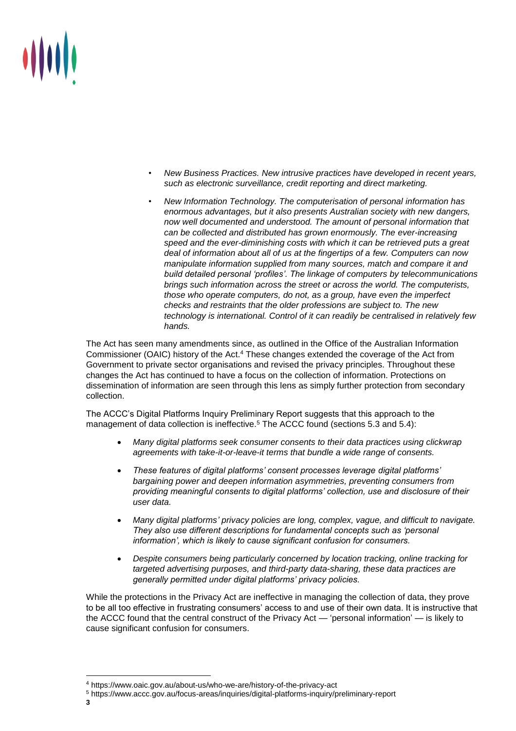- *New Business Practices. New intrusive practices have developed in recent years, such as electronic surveillance, credit reporting and direct marketing.*
- *New Information Technology. The computerisation of personal information has enormous advantages, but it also presents Australian society with new dangers, now well documented and understood. The amount of personal information that can be collected and distributed has grown enormously. The ever-increasing speed and the ever-diminishing costs with which it can be retrieved puts a great deal of information about all of us at the fingertips of a few. Computers can now manipulate information supplied from many sources, match and compare it and build detailed personal 'profiles'. The linkage of computers by telecommunications brings such information across the street or across the world. The computerists, those who operate computers, do not, as a group, have even the imperfect checks and restraints that the older professions are subject to. The new technology is international. Control of it can readily be centralised in relatively few hands.*

The Act has seen many amendments since, as outlined in the Office of the Australian Information Commissioner (OAIC) history of the Act.[4] These changes extended the coverage of the Act from Government to private sector organisations and revised the privacy principles. Throughout these changes the Act has continued to have a focus on the collection of information. Protections on dissemination of information are seen through this lens as simply further protection from secondary collection.

The ACCC's Digital Platforms Inquiry Preliminary Report suggests that this approach to the management of data collection is ineffective.[5] The ACCC found (sections 5.3 and 5.4):

- *Many digital platforms seek consumer consents to their data practices using clickwrap agreements with take-it-or-leave-it terms that bundle a wide range of consents.*
- *These features of digital platforms' consent processes leverage digital platforms' bargaining power and deepen information asymmetries, preventing consumers from providing meaningful consents to digital platforms' collection, use and disclosure of their user data.*
- *Many digital platforms' privacy policies are long, complex, vague, and difficult to navigate. They also use different descriptions for fundamental concepts such as 'personal information', which is likely to cause significant confusion for consumers.*
- *Despite consumers being particularly concerned by location tracking, online tracking for targeted advertising purposes, and third-party data-sharing, these data practices are generally permitted under digital platforms' privacy policies.*

While the protections in the Privacy Act are ineffective in managing the collection of data, they prove to be all too effective in frustrating consumers' access to and use of their own data. It is instructive that the ACCC found that the central construct of the Privacy Act — 'personal information' — is likely to cause significant confusion for consumers.

---

[4] https://www.oaic.gov.au/about-us/who-we-are/history-of-the-privacy-act

[5] https://www.accc.gov.au/focus-areas/inquiries/digital-platforms-inquiry/preliminary-report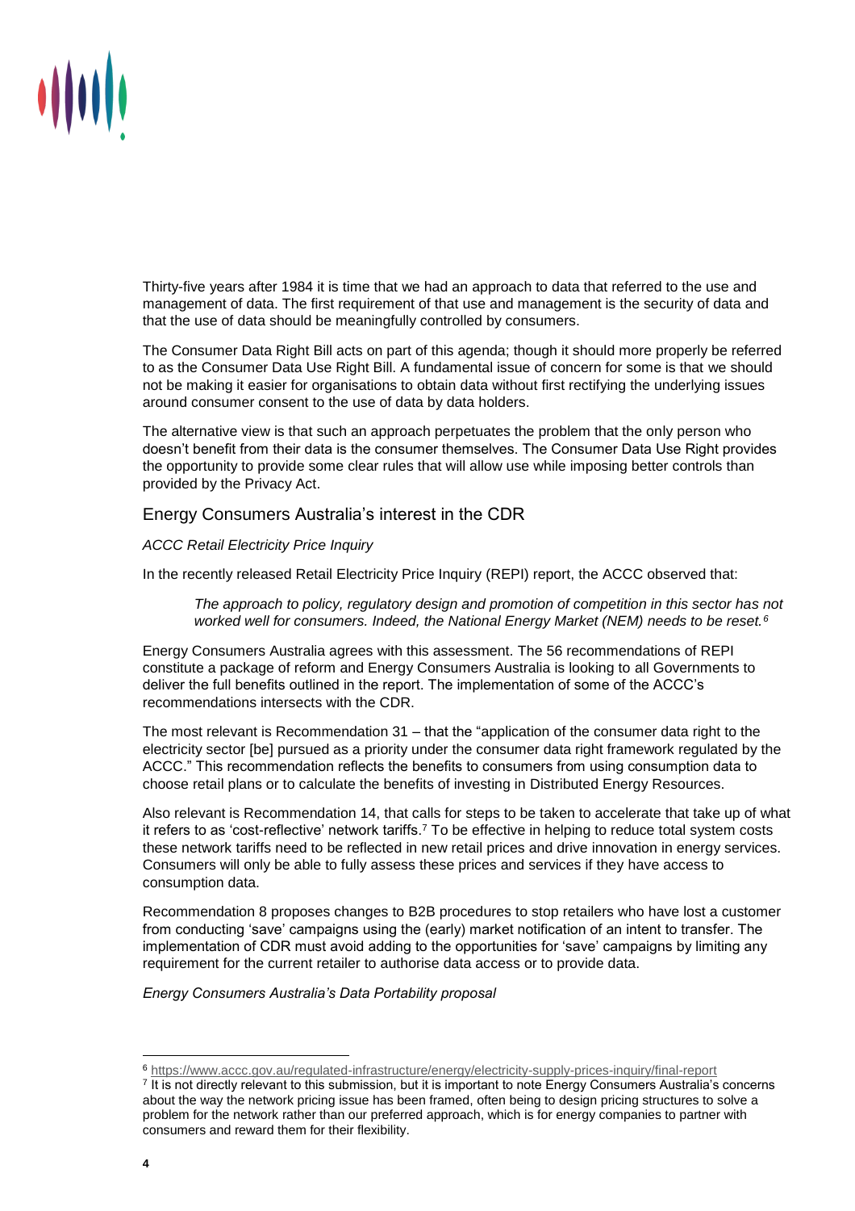Thirty-five years after 1984 it is time that we had an approach to data that referred to the use and management of data. The first requirement of that use and management is the security of data and that the use of data should be meaningfully controlled by consumers.

The Consumer Data Right Bill acts on part of this agenda; though it should more properly be referred to as the Consumer Data Use Right Bill. A fundamental issue of concern for some is that we should not be making it easier for organisations to obtain data without first rectifying the underlying issues around consumer consent to the use of data by data holders.

The alternative view is that such an approach perpetuates the problem that the only person who doesn't benefit from their data is the consumer themselves. The Consumer Data Use Right provides the opportunity to provide some clear rules that will allow use while imposing better controls than provided by the Privacy Act.

## Energy Consumers Australia's interest in the CDR

*ACCC Retail Electricity Price Inquiry*

In the recently released Retail Electricity Price Inquiry (REPI) report, the ACCC observed that:

> *The approach to policy, regulatory design and promotion of competition in this sector has not worked well for consumers. Indeed, the National Energy Market (NEM) needs to be reset.*[6]

Energy Consumers Australia agrees with this assessment. The 56 recommendations of REPI constitute a package of reform and Energy Consumers Australia is looking to all Governments to deliver the full benefits outlined in the report. The implementation of some of the ACCC's recommendations intersects with the CDR.

The most relevant is Recommendation 31 – that the "application of the consumer data right to the electricity sector [be] pursued as a priority under the consumer data right framework regulated by the ACCC." This recommendation reflects the benefits to consumers from using consumption data to choose retail plans or to calculate the benefits of investing in Distributed Energy Resources.

Also relevant is Recommendation 14, that calls for steps to be taken to accelerate that take up of what it refers to as 'cost-reflective' network tariffs.[7] To be effective in helping to reduce total system costs these network tariffs need to be reflected in new retail prices and drive innovation in energy services. Consumers will only be able to fully assess these prices and services if they have access to consumption data.

Recommendation 8 proposes changes to B2B procedures to stop retailers who have lost a customer from conducting 'save' campaigns using the (early) market notification of an intent to transfer. The implementation of CDR must avoid adding to the opportunities for 'save' campaigns by limiting any requirement for the current retailer to authorise data access or to provide data.

*Energy Consumers Australia's Data Portability proposal*

---

[6] https://www.accc.gov.au/regulated-infrastructure/energy/electricity-supply-prices-inquiry/final-report

[7] It is not directly relevant to this submission, but it is important to note Energy Consumers Australia's concerns about the way the network pricing issue has been framed, often being to design pricing structures to solve a problem for the network rather than our preferred approach, which is for energy companies to partner with consumers and reward them for their flexibility.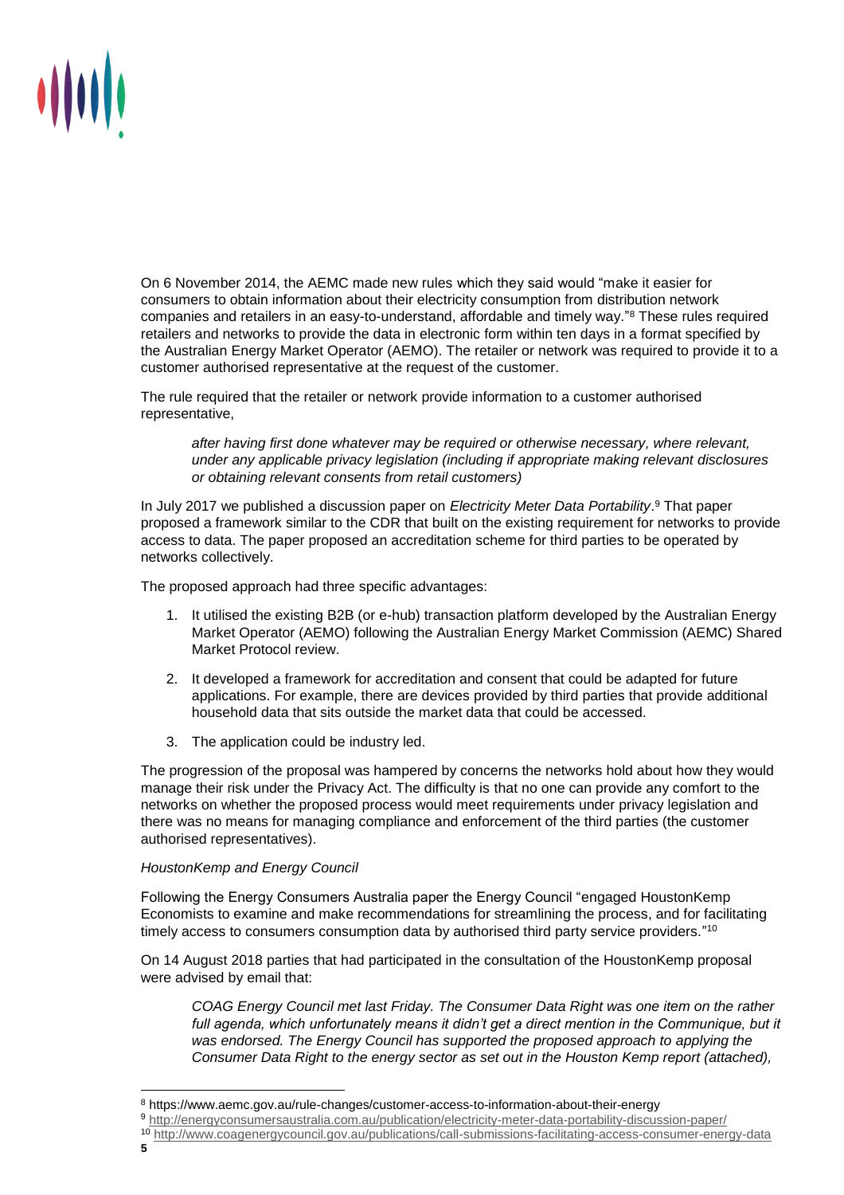On 6 November 2014, the AEMC made new rules which they said would "make it easier for consumers to obtain information about their electricity consumption from distribution network companies and retailers in an easy-to-understand, affordable and timely way."[8] These rules required retailers and networks to provide the data in electronic form within ten days in a format specified by the Australian Energy Market Operator (AEMO). The retailer or network was required to provide it to a customer authorised representative at the request of the customer.

The rule required that the retailer or network provide information to a customer authorised representative,

> *after having first done whatever may be required or otherwise necessary, where relevant, under any applicable privacy legislation (including if appropriate making relevant disclosures or obtaining relevant consents from retail customers)*

In July 2017 we published a discussion paper on *Electricity Meter Data Portability*.[9] That paper proposed a framework similar to the CDR that built on the existing requirement for networks to provide access to data. The paper proposed an accreditation scheme for third parties to be operated by networks collectively.

The proposed approach had three specific advantages:

1. It utilised the existing B2B (or e-hub) transaction platform developed by the Australian Energy Market Operator (AEMO) following the Australian Energy Market Commission (AEMC) Shared Market Protocol review.
2. It developed a framework for accreditation and consent that could be adapted for future applications. For example, there are devices provided by third parties that provide additional household data that sits outside the market data that could be accessed.
3. The application could be industry led.

The progression of the proposal was hampered by concerns the networks hold about how they would manage their risk under the Privacy Act. The difficulty is that no one can provide any comfort to the networks on whether the proposed process would meet requirements under privacy legislation and there was no means for managing compliance and enforcement of the third parties (the customer authorised representatives).

*HoustonKemp and Energy Council*

Following the Energy Consumers Australia paper the Energy Council "engaged HoustonKemp Economists to examine and make recommendations for streamlining the process, and for facilitating timely access to consumers consumption data by authorised third party service providers."[10]

On 14 August 2018 parties that had participated in the consultation of the HoustonKemp proposal were advised by email that:

> *COAG Energy Council met last Friday. The Consumer Data Right was one item on the rather full agenda, which unfortunately means it didn't get a direct mention in the Communique, but it was endorsed. The Energy Council has supported the proposed approach to applying the Consumer Data Right to the energy sector as set out in the Houston Kemp report (attached),*

---

[8] https://www.aemc.gov.au/rule-changes/customer-access-to-information-about-their-energy

[9] http://energyconsumersaustralia.com.au/publication/electricity-meter-data-portability-discussion-paper/

[10] http://www.coagenergycouncil.gov.au/publications/call-submissions-facilitating-access-consumer-energy-data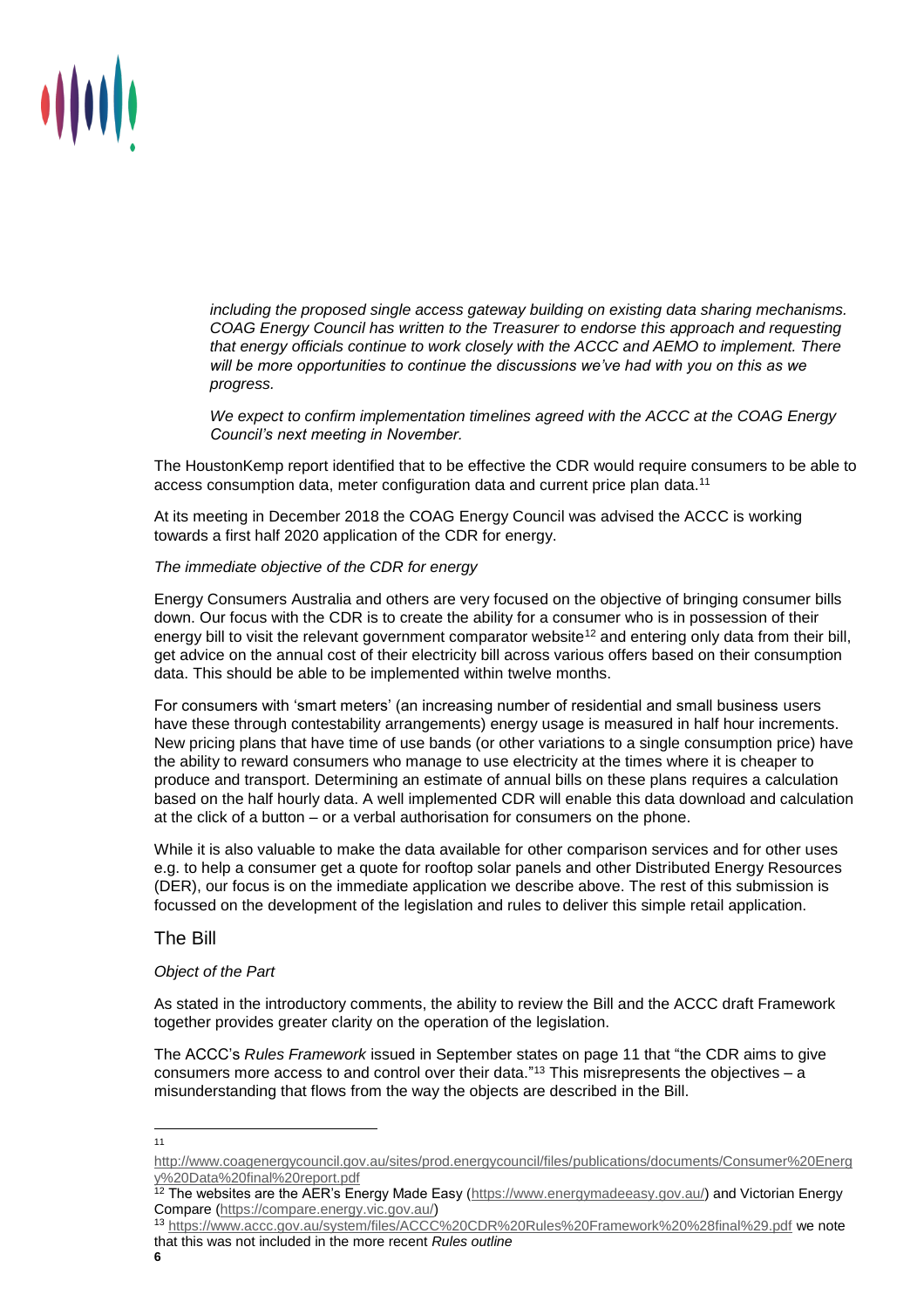> *including the proposed single access gateway building on existing data sharing mechanisms. COAG Energy Council has written to the Treasurer to endorse this approach and requesting that energy officials continue to work closely with the ACCC and AEMO to implement. There will be more opportunities to continue the discussions we've had with you on this as we progress.*
>
> *We expect to confirm implementation timelines agreed with the ACCC at the COAG Energy Council's next meeting in November.*

The HoustonKemp report identified that to be effective the CDR would require consumers to be able to access consumption data, meter configuration data and current price plan data.[11]

At its meeting in December 2018 the COAG Energy Council was advised the ACCC is working towards a first half 2020 application of the CDR for energy.

*The immediate objective of the CDR for energy*

Energy Consumers Australia and others are very focused on the objective of bringing consumer bills down. Our focus with the CDR is to create the ability for a consumer who is in possession of their energy bill to visit the relevant government comparator website[12] and entering only data from their bill, get advice on the annual cost of their electricity bill across various offers based on their consumption data. This should be able to be implemented within twelve months.

For consumers with 'smart meters' (an increasing number of residential and small business users have these through contestability arrangements) energy usage is measured in half hour increments. New pricing plans that have time of use bands (or other variations to a single consumption price) have the ability to reward consumers who manage to use electricity at the times where it is cheaper to produce and transport. Determining an estimate of annual bills on these plans requires a calculation based on the half hourly data. A well implemented CDR will enable this data download and calculation at the click of a button – or a verbal authorisation for consumers on the phone.

While it is also valuable to make the data available for other comparison services and for other uses e.g. to help a consumer get a quote for rooftop solar panels and other Distributed Energy Resources (DER), our focus is on the immediate application we describe above. The rest of this submission is focussed on the development of the legislation and rules to deliver this simple retail application.

## The Bill

*Object of the Part*

As stated in the introductory comments, the ability to review the Bill and the ACCC draft Framework together provides greater clarity on the operation of the legislation.

The ACCC's *Rules Framework* issued in September states on page 11 that "the CDR aims to give consumers more access to and control over their data."[13] This misrepresents the objectives – a misunderstanding that flows from the way the objects are described in the Bill.

---

[11] http://www.coagenergycouncil.gov.au/sites/prod.energycouncil/files/publications/documents/Consumer%20Energy%20Data%20final%20report.pdf

[12] The websites are the AER's Energy Made Easy (https://www.energymadeeasy.gov.au/) and Victorian Energy Compare (https://compare.energy.vic.gov.au/)

[13] https://www.accc.gov.au/system/files/ACCC%20CDR%20Rules%20Framework%20%28final%29.pdf we note that this was not included in the more recent *Rules outline*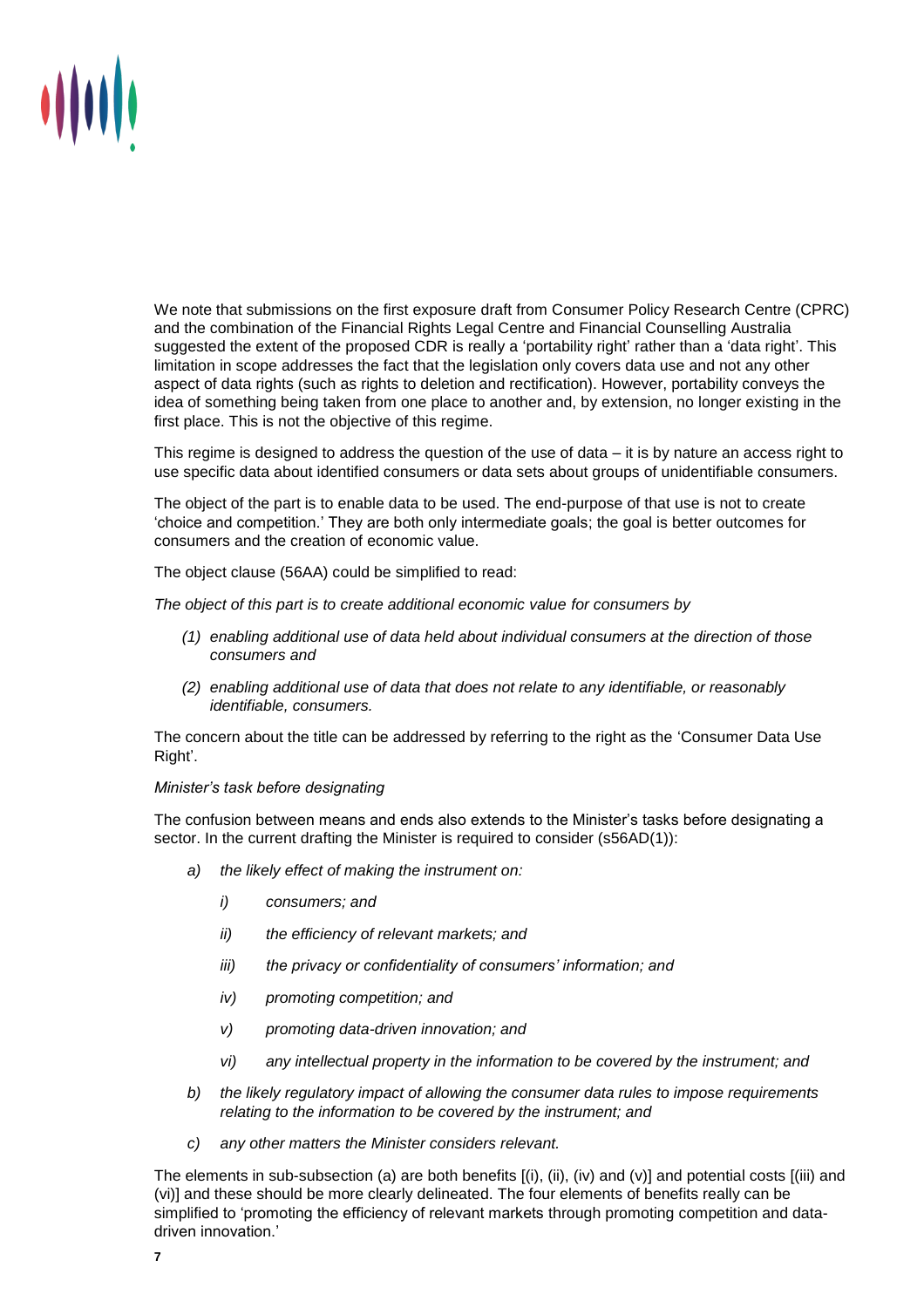We note that submissions on the first exposure draft from Consumer Policy Research Centre (CPRC) and the combination of the Financial Rights Legal Centre and Financial Counselling Australia suggested the extent of the proposed CDR is really a 'portability right' rather than a 'data right'. This limitation in scope addresses the fact that the legislation only covers data use and not any other aspect of data rights (such as rights to deletion and rectification). However, portability conveys the idea of something being taken from one place to another and, by extension, no longer existing in the first place. This is not the objective of this regime.

This regime is designed to address the question of the use of data – it is by nature an access right to use specific data about identified consumers or data sets about groups of unidentifiable consumers.

The object of the part is to enable data to be used. The end-purpose of that use is not to create 'choice and competition.' They are both only intermediate goals; the goal is better outcomes for consumers and the creation of economic value.

The object clause (56AA) could be simplified to read:

*The object of this part is to create additional economic value for consumers by*

- *(1) enabling additional use of data held about individual consumers at the direction of those consumers and*
- *(2) enabling additional use of data that does not relate to any identifiable, or reasonably identifiable, consumers.*

The concern about the title can be addressed by referring to the right as the 'Consumer Data Use Right'.

*Minister's task before designating*

The confusion between means and ends also extends to the Minister's tasks before designating a sector. In the current drafting the Minister is required to consider (s56AD(1)):

- *a) the likely effect of making the instrument on:*
  - *i) consumers; and*
  - *ii) the efficiency of relevant markets; and*
  - *iii) the privacy or confidentiality of consumers' information; and*
  - *iv) promoting competition; and*
  - *v) promoting data-driven innovation; and*
  - *vi) any intellectual property in the information to be covered by the instrument; and*
- *b) the likely regulatory impact of allowing the consumer data rules to impose requirements relating to the information to be covered by the instrument; and*
- *c) any other matters the Minister considers relevant.*

The elements in sub-subsection (a) are both benefits [(i), (ii), (iv) and (v)] and potential costs [(iii) and (vi)] and these should be more clearly delineated. The four elements of benefits really can be simplified to 'promoting the efficiency of relevant markets through promoting competition and data-driven innovation.'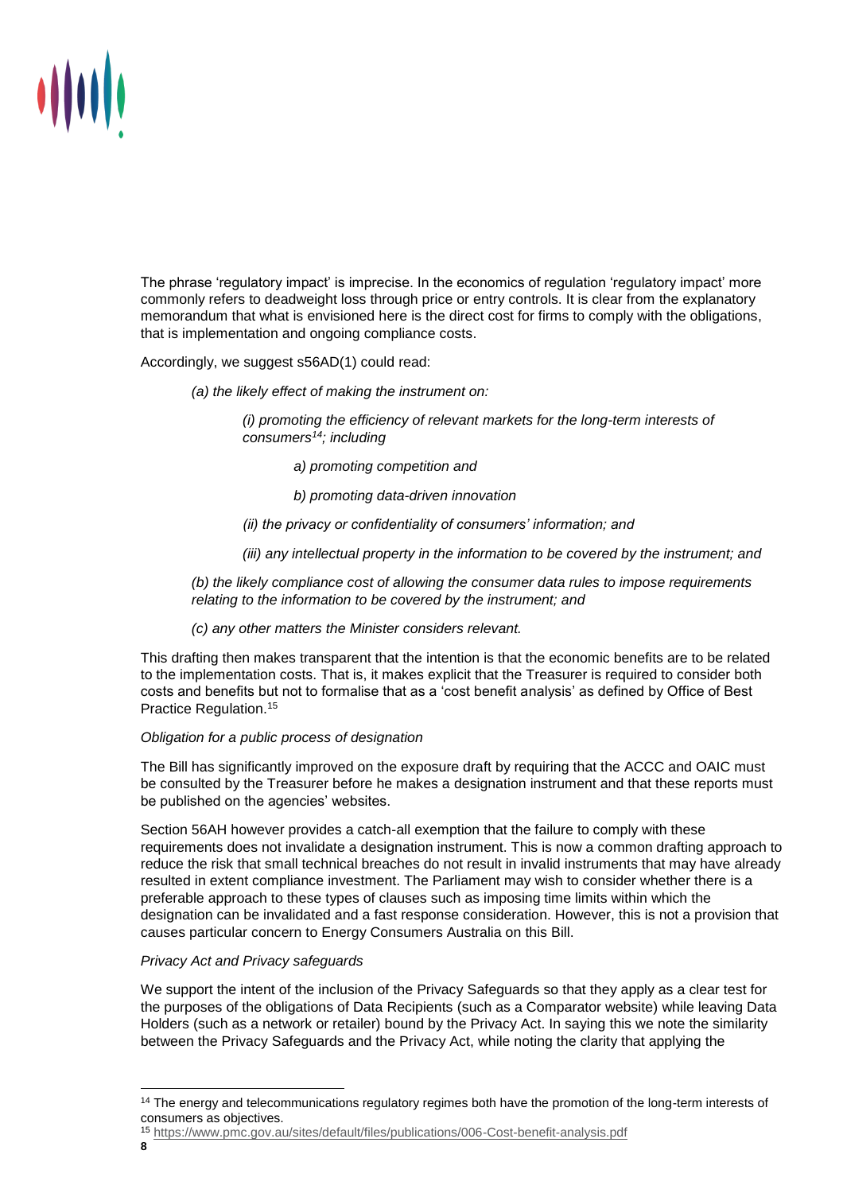The phrase 'regulatory impact' is imprecise. In the economics of regulation 'regulatory impact' more commonly refers to deadweight loss through price or entry controls. It is clear from the explanatory memorandum that what is envisioned here is the direct cost for firms to comply with the obligations, that is implementation and ongoing compliance costs.

Accordingly, we suggest s56AD(1) could read:

> *(a) the likely effect of making the instrument on:*
>
> > *(i) promoting the efficiency of relevant markets for the long-term interests of consumers[14]; including*
> >
> > > *a) promoting competition and*
> > >
> > > *b) promoting data-driven innovation*
> >
> > *(ii) the privacy or confidentiality of consumers' information; and*
> >
> > *(iii) any intellectual property in the information to be covered by the instrument; and*
>
> *(b) the likely compliance cost of allowing the consumer data rules to impose requirements relating to the information to be covered by the instrument; and*
>
> *(c) any other matters the Minister considers relevant.*

This drafting then makes transparent that the intention is that the economic benefits are to be related to the implementation costs. That is, it makes explicit that the Treasurer is required to consider both costs and benefits but not to formalise that as a 'cost benefit analysis' as defined by Office of Best Practice Regulation.[15]

*Obligation for a public process of designation*

The Bill has significantly improved on the exposure draft by requiring that the ACCC and OAIC must be consulted by the Treasurer before he makes a designation instrument and that these reports must be published on the agencies' websites.

Section 56AH however provides a catch-all exemption that the failure to comply with these requirements does not invalidate a designation instrument. This is now a common drafting approach to reduce the risk that small technical breaches do not result in invalid instruments that may have already resulted in extent compliance investment. The Parliament may wish to consider whether there is a preferable approach to these types of clauses such as imposing time limits within which the designation can be invalidated and a fast response consideration. However, this is not a provision that causes particular concern to Energy Consumers Australia on this Bill.

*Privacy Act and Privacy safeguards*

We support the intent of the inclusion of the Privacy Safeguards so that they apply as a clear test for the purposes of the obligations of Data Recipients (such as a Comparator website) while leaving Data Holders (such as a network or retailer) bound by the Privacy Act. In saying this we note the similarity between the Privacy Safeguards and the Privacy Act, while noting the clarity that applying the

---

[14] The energy and telecommunications regulatory regimes both have the promotion of the long-term interests of consumers as objectives.

[15] https://www.pmc.gov.au/sites/default/files/publications/006-Cost-benefit-analysis.pdf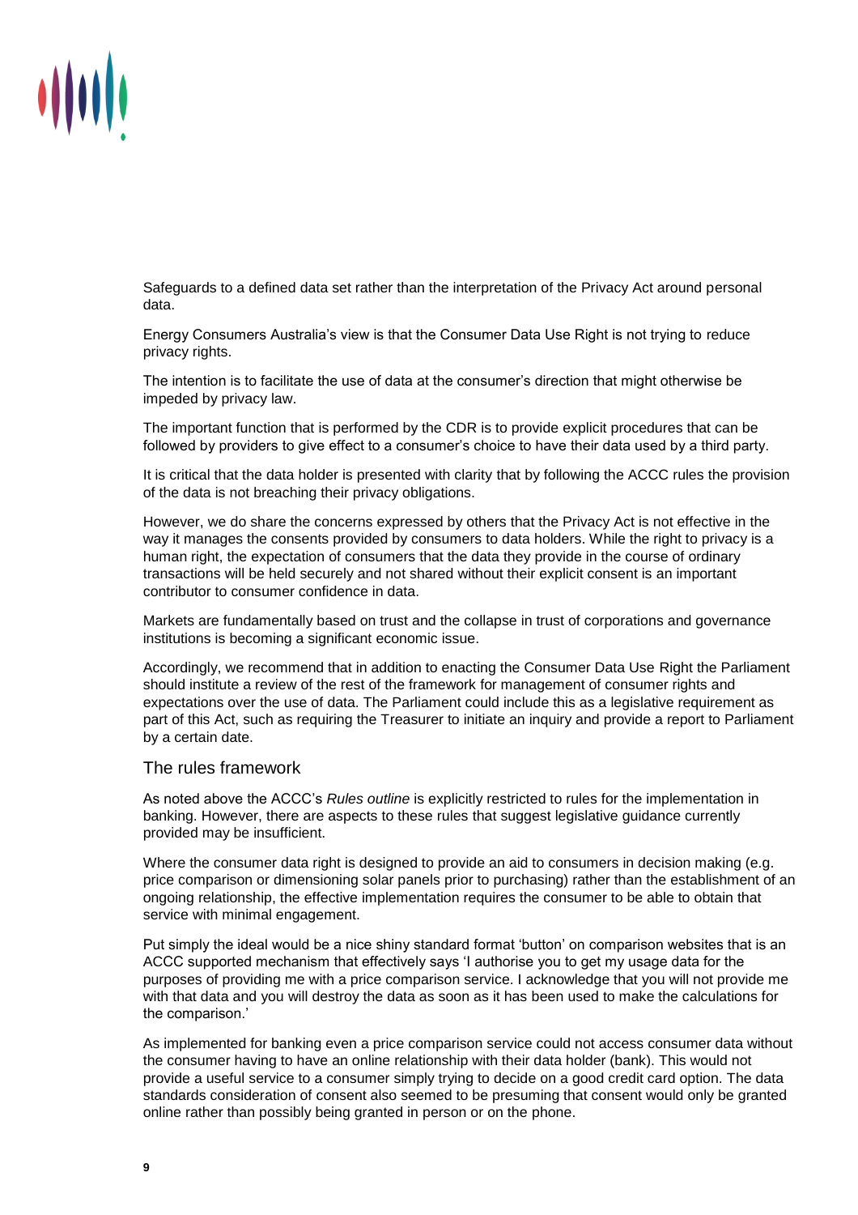Safeguards to a defined data set rather than the interpretation of the Privacy Act around personal data.

Energy Consumers Australia's view is that the Consumer Data Use Right is not trying to reduce privacy rights.

The intention is to facilitate the use of data at the consumer's direction that might otherwise be impeded by privacy law.

The important function that is performed by the CDR is to provide explicit procedures that can be followed by providers to give effect to a consumer's choice to have their data used by a third party.

It is critical that the data holder is presented with clarity that by following the ACCC rules the provision of the data is not breaching their privacy obligations.

However, we do share the concerns expressed by others that the Privacy Act is not effective in the way it manages the consents provided by consumers to data holders. While the right to privacy is a human right, the expectation of consumers that the data they provide in the course of ordinary transactions will be held securely and not shared without their explicit consent is an important contributor to consumer confidence in data.

Markets are fundamentally based on trust and the collapse in trust of corporations and governance institutions is becoming a significant economic issue.

Accordingly, we recommend that in addition to enacting the Consumer Data Use Right the Parliament should institute a review of the rest of the framework for management of consumer rights and expectations over the use of data. The Parliament could include this as a legislative requirement as part of this Act, such as requiring the Treasurer to initiate an inquiry and provide a report to Parliament by a certain date.

## The rules framework

As noted above the ACCC's *Rules outline* is explicitly restricted to rules for the implementation in banking. However, there are aspects to these rules that suggest legislative guidance currently provided may be insufficient.

Where the consumer data right is designed to provide an aid to consumers in decision making (e.g. price comparison or dimensioning solar panels prior to purchasing) rather than the establishment of an ongoing relationship, the effective implementation requires the consumer to be able to obtain that service with minimal engagement.

Put simply the ideal would be a nice shiny standard format 'button' on comparison websites that is an ACCC supported mechanism that effectively says 'I authorise you to get my usage data for the purposes of providing me with a price comparison service. I acknowledge that you will not provide me with that data and you will destroy the data as soon as it has been used to make the calculations for the comparison.'

As implemented for banking even a price comparison service could not access consumer data without the consumer having to have an online relationship with their data holder (bank). This would not provide a useful service to a consumer simply trying to decide on a good credit card option. The data standards consideration of consent also seemed to be presuming that consent would only be granted online rather than possibly being granted in person or on the phone.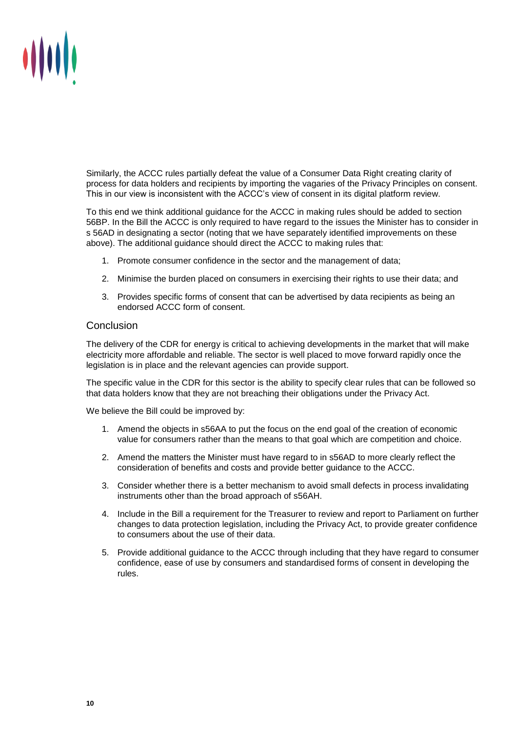Similarly, the ACCC rules partially defeat the value of a Consumer Data Right creating clarity of process for data holders and recipients by importing the vagaries of the Privacy Principles on consent. This in our view is inconsistent with the ACCC's view of consent in its digital platform review.

To this end we think additional guidance for the ACCC in making rules should be added to section 56BP. In the Bill the ACCC is only required to have regard to the issues the Minister has to consider in s 56AD in designating a sector (noting that we have separately identified improvements on these above). The additional guidance should direct the ACCC to making rules that:

1. Promote consumer confidence in the sector and the management of data;
2. Minimise the burden placed on consumers in exercising their rights to use their data; and
3. Provides specific forms of consent that can be advertised by data recipients as being an endorsed ACCC form of consent.

## Conclusion

The delivery of the CDR for energy is critical to achieving developments in the market that will make electricity more affordable and reliable. The sector is well placed to move forward rapidly once the legislation is in place and the relevant agencies can provide support.

The specific value in the CDR for this sector is the ability to specify clear rules that can be followed so that data holders know that they are not breaching their obligations under the Privacy Act.

We believe the Bill could be improved by:

1. Amend the objects in s56AA to put the focus on the end goal of the creation of economic value for consumers rather than the means to that goal which are competition and choice.
2. Amend the matters the Minister must have regard to in s56AD to more clearly reflect the consideration of benefits and costs and provide better guidance to the ACCC.
3. Consider whether there is a better mechanism to avoid small defects in process invalidating instruments other than the broad approach of s56AH.
4. Include in the Bill a requirement for the Treasurer to review and report to Parliament on further changes to data protection legislation, including the Privacy Act, to provide greater confidence to consumers about the use of their data.
5. Provide additional guidance to the ACCC through including that they have regard to consumer confidence, ease of use by consumers and standardised forms of consent in developing the rules.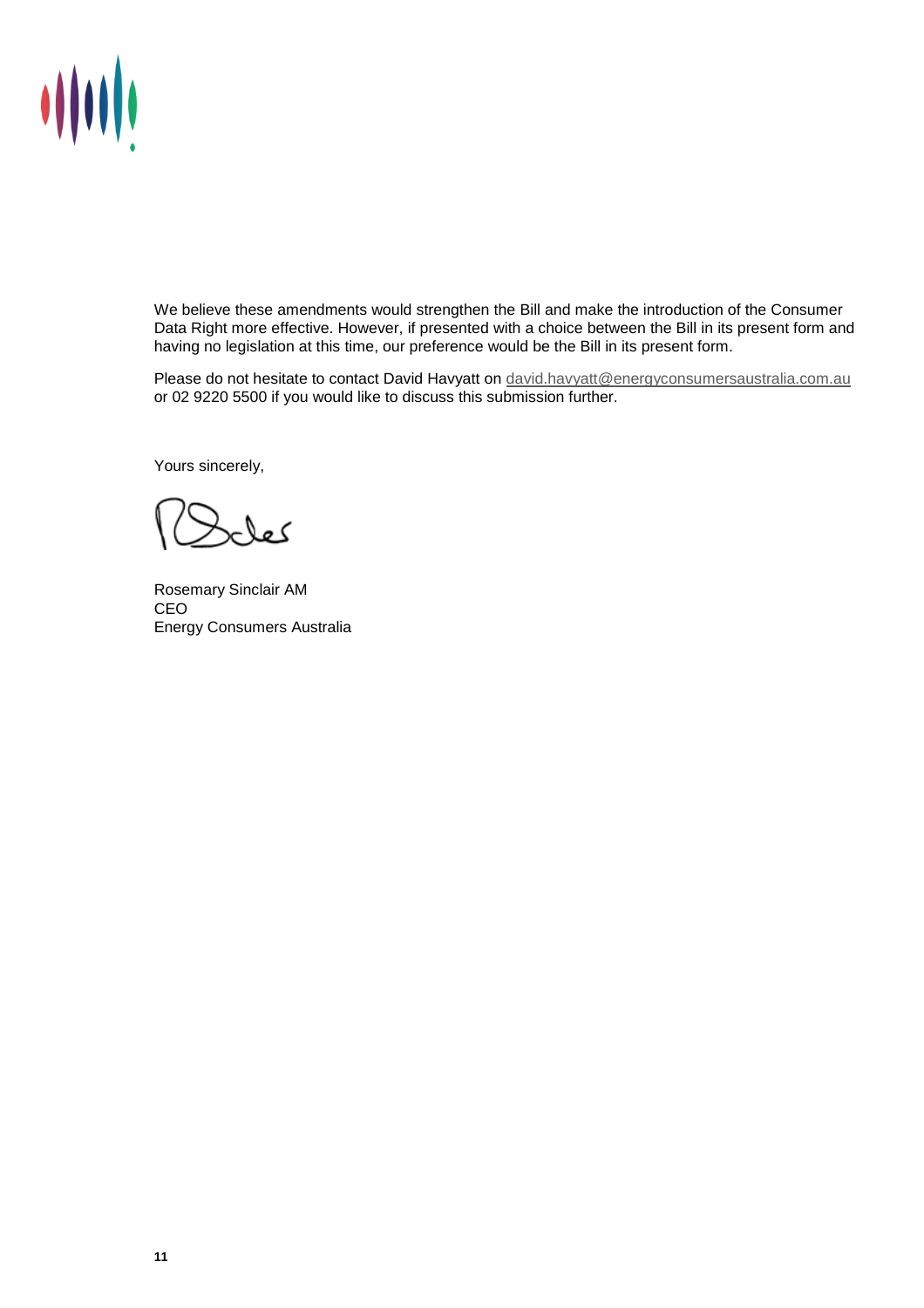We believe these amendments would strengthen the Bill and make the introduction of the Consumer Data Right more effective. However, if presented with a choice between the Bill in its present form and having no legislation at this time, our preference would be the Bill in its present form.

Please do not hesitate to contact David Havyatt on david.havyatt@energyconsumersaustralia.com.au or 02 9220 5500 if you would like to discuss this submission further.

Yours sincerely,

Rosemary Sinclair AM
CEO
Energy Consumers Australia